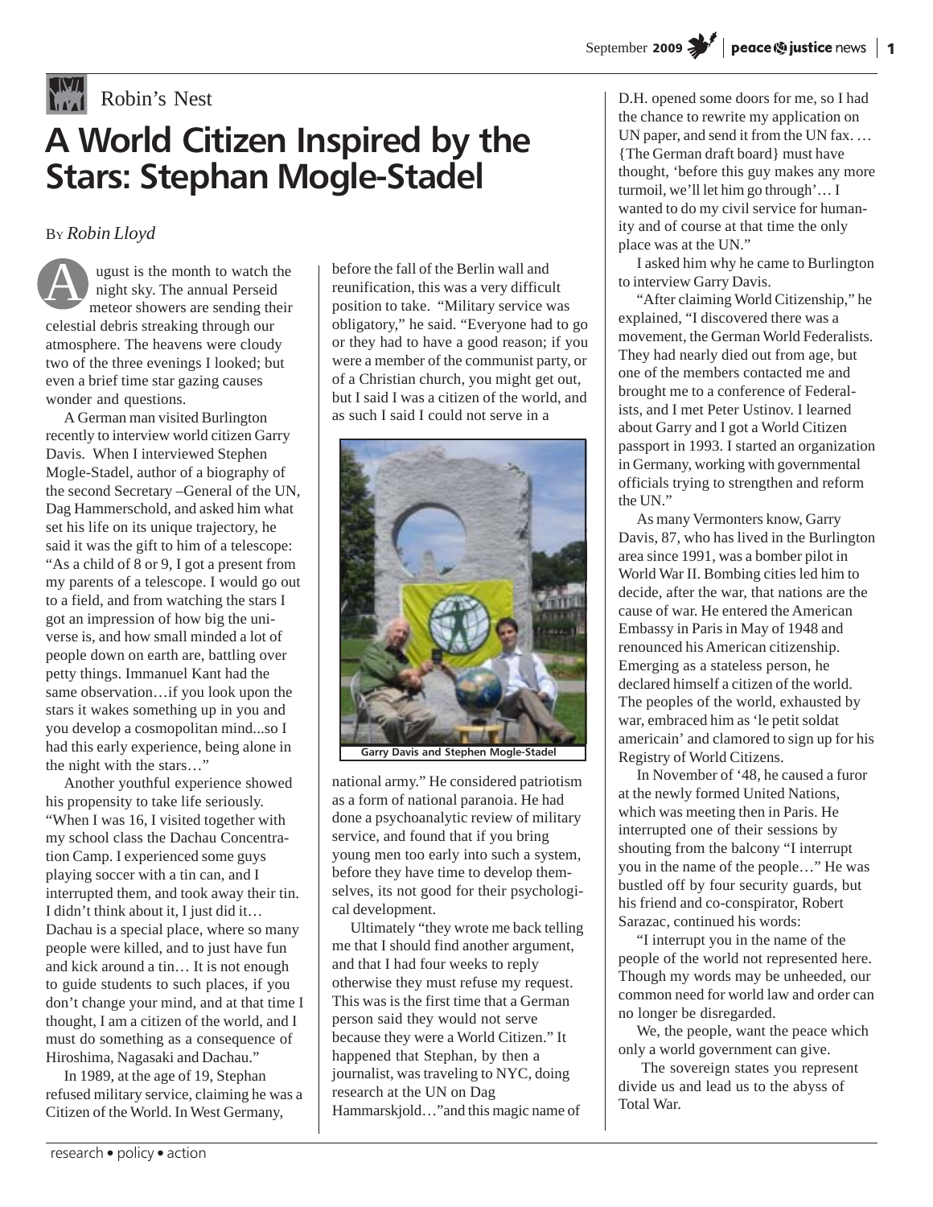Robin's Nest

# A World Citizen Inspired by the Stars: Stephan Mogle-Stadel

By *Robin Lloyd*

August is the month to watch the night sky. The annual Perseid meteor showers are sending their celestial debris streaking through our atmosphere. The heavens were cloudy two of the three evenings I looked; but even a brief time star gazing causes wonder and questions.

A German man visited Burlington recently to interview world citizen Garry Davis. When I interviewed Stephen Mogle-Stadel, author of a biography of the second Secretary –General of the UN, Dag Hammerschold, and asked him what set his life on its unique trajectory, he said it was the gift to him of a telescope: "As a child of 8 or 9, I got a present from my parents of a telescope. I would go out to a field, and from watching the stars I got an impression of how big the universe is, and how small minded a lot of people down on earth are, battling over petty things. Immanuel Kant had the same observation…if you look upon the stars it wakes something up in you and you develop a cosmopolitan mind...so I had this early experience, being alone in the night with the stars…"

Another youthful experience showed his propensity to take life seriously. "When I was 16, I visited together with my school class the Dachau Concentration Camp. I experienced some guys playing soccer with a tin can, and I interrupted them, and took away their tin. I didn't think about it, I just did it… Dachau is a special place, where so many people were killed, and to just have fun and kick around a tin… It is not enough to guide students to such places, if you don't change your mind, and at that time I thought, I am a citizen of the world, and I must do something as a consequence of Hiroshima, Nagasaki and Dachau."

In 1989, at the age of 19, Stephan refused military service, claiming he was a Citizen of the World. In West Germany, before the fall of the Berlin wall and reunification, this was a very difficult position to take. "Military service was obligatory," he said. "Everyone had to go or they had to have a good reason; if you were a member of the communist party, or of a Christian church, you might get out, but I said I was a citizen of the world, and as such I said I could not serve in a national army." He considered patriotism as a form of national paranoia. He had done a psychoanalytic review of military service, and found that if you bring young men too early into such a system, before they have time to develop themselves, its not good for their psychological development.

Garry Davis and Stephen Mogle-Stadel

Ultimately "they wrote me back telling me that I should find another argument, and that I had four weeks to reply otherwise they must refuse my request. This was is the first time that a German person said they would not serve because they were a World Citizen." It happened that Stephan, by then a journalist, was traveling to NYC, doing research at the UN on Dag Hammarskjold…"and this magic name of D.H. opened some doors for me, so I had the chance to rewrite my application on UN paper, and send it from the UN fax. … {The German draft board} must have thought, 'before this guy makes any more turmoil, we'll let him go through'… I wanted to do my civil service for humanity and of course at that time the only place was at the UN."

I asked him why he came to Burlington to interview Garry Davis.

"After claiming World Citizenship," he explained, "I discovered there was a movement, the German World Federalists. They had nearly died out from age, but one of the members contacted me and brought me to a conference of Federalists, and I met Peter Ustinov. I learned about Garry and I got a World Citizen passport in 1993. I started an organization in Germany, working with governmental officials trying to strengthen and reform the UN."

As many Vermonters know, Garry Davis, 87, who has lived in the Burlington area since 1991, was a bomber pilot in World War II. Bombing cities led him to decide, after the war, that nations are the cause of war. He entered the American Embassy in Paris in May of 1948 and renounced his American citizenship. Emerging as a stateless person, he declared himself a citizen of the world. The peoples of the world, exhausted by war, embraced him as 'le petit soldat americain' and clamored to sign up for his Registry of World Citizens.

In November of '48, he caused a furor at the newly formed United Nations, which was meeting then in Paris. He interrupted one of their sessions by shouting from the balcony "I interrupt you in the name of the people…" He was bustled off by four security guards, but his friend and co-conspirator, Robert Sarazac, continued his words:

"I interrupt you in the name of the people of the world not represented here. Though my words may be unheeded, our common need for world law and order can no longer be disregarded.

We, the people, want the peace which only a world government can give.

The sovereign states you represent divide us and lead us to the abyss of Total War.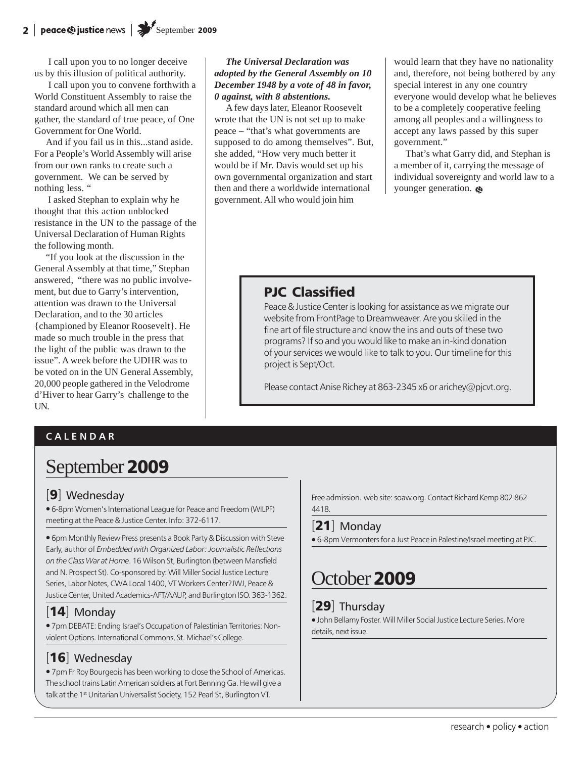I call upon you to no longer deceive us by this illusion of political authority.

I call upon you to convene forthwith a World Constituent Assembly to raise the standard around which all men can gather, the standard of true peace, of One Government for One World.

And if you fail us in this...stand aside. For a People's World Assembly will arise from our own ranks to create such a government. We can be served by nothing less. "

I asked Stephan to explain why he thought that this action unblocked resistance in the UN to the passage of the Universal Declaration of Human Rights the following month.

"If you look at the discussion in the General Assembly at that time," Stephan answered, "there was no public involvement, but due to Garry's intervention, attention was drawn to the Universal Declaration, and to the 30 articles {championed by Eleanor Roosevelt}. He made so much trouble in the press that the light of the public was drawn to the issue". A week before the UDHR was to be voted on in the UN General Assembly, 20,000 people gathered in the Velodrome d'Hiver to hear Garry's challenge to the UN.

***The Universal Declaration was adopted by the General Assembly on 10 December 1948 by a vote of 48 in favor, 0 against, with 8 abstentions.***

A few days later, Eleanor Roosevelt wrote that the UN is not set up to make peace – "that's what governments are supposed to do among themselves". But, she added, "How very much better it would be if Mr. Davis would set up his own governmental organization and start then and there a worldwide international government. All who would join him would learn that they have no nationality and, therefore, not being bothered by any special interest in any one country everyone would develop what he believes to be a completely cooperative feeling among all peoples and a willingness to accept any laws passed by this super government."

That's what Garry did, and Stephan is a member of it, carrying the message of individual sovereignty and world law to a younger generation.

## PJC Classified

Peace & Justice Center is looking for assistance as we migrate our website from FrontPage to Dreamweaver. Are you skilled in the fine art of file structure and know the ins and outs of these two programs? If so and you would like to make an in-kind donation of your services we would like to talk to you. Our timeline for this project is Sept/Oct.

Please contact Anise Richey at 863-2345 x6 or arichey@pjcvt.org.

## CALENDAR

# September 2009

### [9] Wednesday

- 6-8pm Women's International League for Peace and Freedom (WILPF) meeting at the Peace & Justice Center. Info: 372-6117.

- 6pm Monthly Review Press presents a Book Party & Discussion with Steve Early, author of *Embedded with Organized Labor: Journalistic Reflections on the Class War at Home*. 16 Wilson St, Burlington (between Mansfield and N. Prospect St). Co-sponsored by: Will Miller Social Justice Lecture Series, Labor Notes, CWA Local 1400, VT Workers Center?JWJ, Peace & Justice Center, United Academics-AFT/AAUP, and Burlington ISO. 363-1362.

### [14] Monday

- 7pm DEBATE: Ending Israel's Occupation of Palestinian Territories: Non-violent Options. International Commons, St. Michael's College.

### [16] Wednesday

- 7pm Fr Roy Bourgeois has been working to close the School of Americas. The school trains Latin American soldiers at Fort Benning Ga. He will give a talk at the 1st Unitarian Universalist Society, 152 Pearl St, Burlington VT. Free admission. web site: soaw.org. Contact Richard Kemp 802 862 4418.

### [21] Monday

- 6-8pm Vermonters for a Just Peace in Palestine/Israel meeting at PJC.

# October 2009

### [29] Thursday

- John Bellamy Foster. Will Miller Social Justice Lecture Series. More details, next issue.

research • policy • action